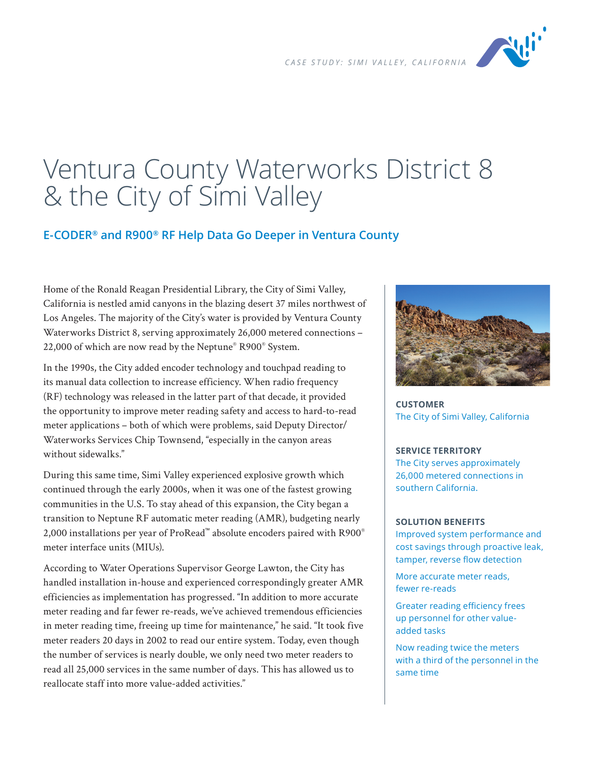*CASE STUDY: SIMI VALLEY, CALIFORNIA*

# Ventura County Waterworks District 8 & the City of Simi Valley

## E-CODER® and R900® RF Help Data Go Deeper in Ventura County

Home of the Ronald Reagan Presidential Library, the City of Simi Valley, California is nestled amid canyons in the blazing desert 37 miles northwest of Los Angeles. The majority of the City's water is provided by Ventura County Waterworks District 8, serving approximately 26,000 metered connections – 22,000 of which are now read by the Neptune® R900® System.

In the 1990s, the City added encoder technology and touchpad reading to its manual data collection to increase efficiency. When radio frequency (RF) technology was released in the latter part of that decade, it provided the opportunity to improve meter reading safety and access to hard-to-read meter applications – both of which were problems, said Deputy Director/ Waterworks Services Chip Townsend, "especially in the canyon areas without sidewalks."

During this same time, Simi Valley experienced explosive growth which continued through the early 2000s, when it was one of the fastest growing communities in the U.S. To stay ahead of this expansion, the City began a transition to Neptune RF automatic meter reading (AMR), budgeting nearly 2,000 installations per year of ProRead™ absolute encoders paired with R900® meter interface units (MIUs).

According to Water Operations Supervisor George Lawton, the City has handled installation in-house and experienced correspondingly greater AMR efficiencies as implementation has progressed. "In addition to more accurate meter reading and far fewer re-reads, we've achieved tremendous efficiencies in meter reading time, freeing up time for maintenance," he said. "It took five meter readers 20 days in 2002 to read our entire system. Today, even though the number of services is nearly double, we only need two meter readers to read all 25,000 services in the same number of days. This has allowed us to reallocate staff into more value-added activities."

**CUSTOMER**

The City of Simi Valley, California

**SERVICE TERRITORY**

The City serves approximately 26,000 metered connections in southern California.

**SOLUTION BENEFITS**

Improved system performance and cost savings through proactive leak, tamper, reverse flow detection

More accurate meter reads, fewer re-reads

Greater reading efficiency frees up personnel for other value-added tasks

Now reading twice the meters with a third of the personnel in the same time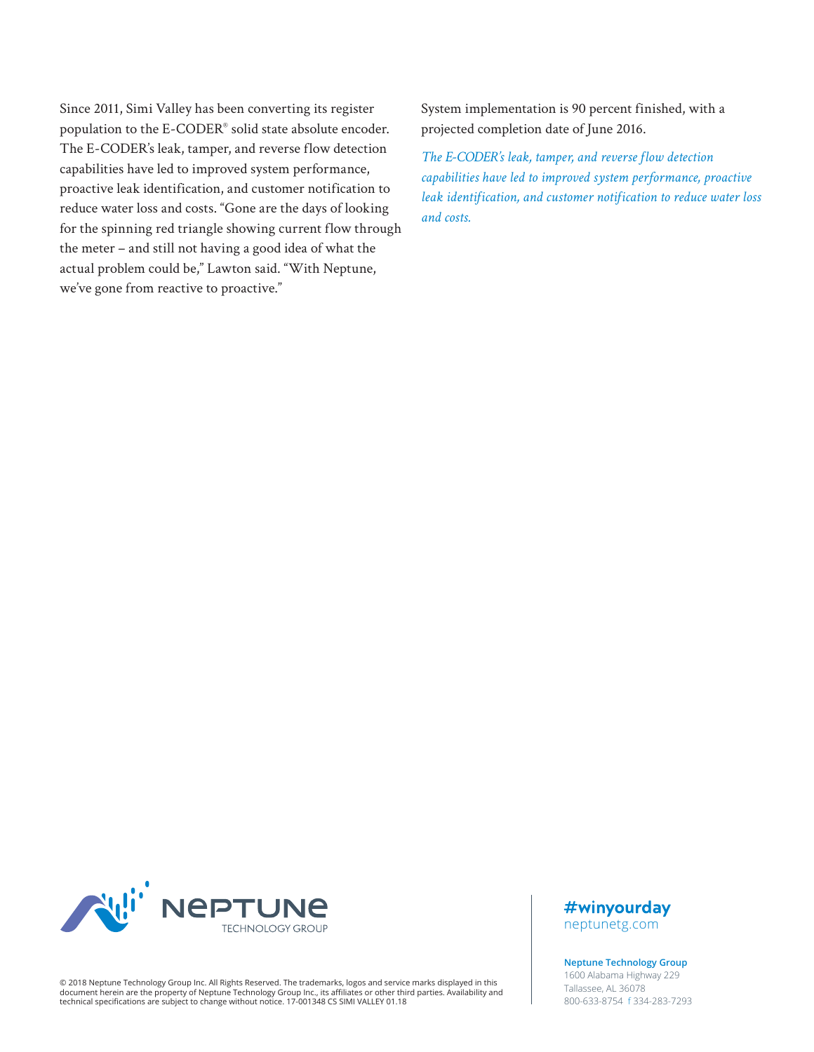Since 2011, Simi Valley has been converting its register population to the E-CODER® solid state absolute encoder. The E-CODER's leak, tamper, and reverse flow detection capabilities have led to improved system performance, proactive leak identification, and customer notification to reduce water loss and costs. "Gone are the days of looking for the spinning red triangle showing current flow through the meter – and still not having a good idea of what the actual problem could be," Lawton said. "With Neptune, we've gone from reactive to proactive."

System implementation is 90 percent finished, with a projected completion date of June 2016.

*The E-CODER's leak, tamper, and reverse flow detection capabilities have led to improved system performance, proactive leak identification, and customer notification to reduce water loss and costs.*

NEPTUNE TECHNOLOGY GROUP

**#winyourday**
neptunetg.com

**Neptune Technology Group**
1600 Alabama Highway 229
Tallassee, AL 36078
800-633-8754 f 334-283-7293

© 2018 Neptune Technology Group Inc. All Rights Reserved. The trademarks, logos and service marks displayed in this document herein are the property of Neptune Technology Group Inc., its affiliates or other third parties. Availability and technical specifications are subject to change without notice. 17-001348 CS SIMI VALLEY 01.18